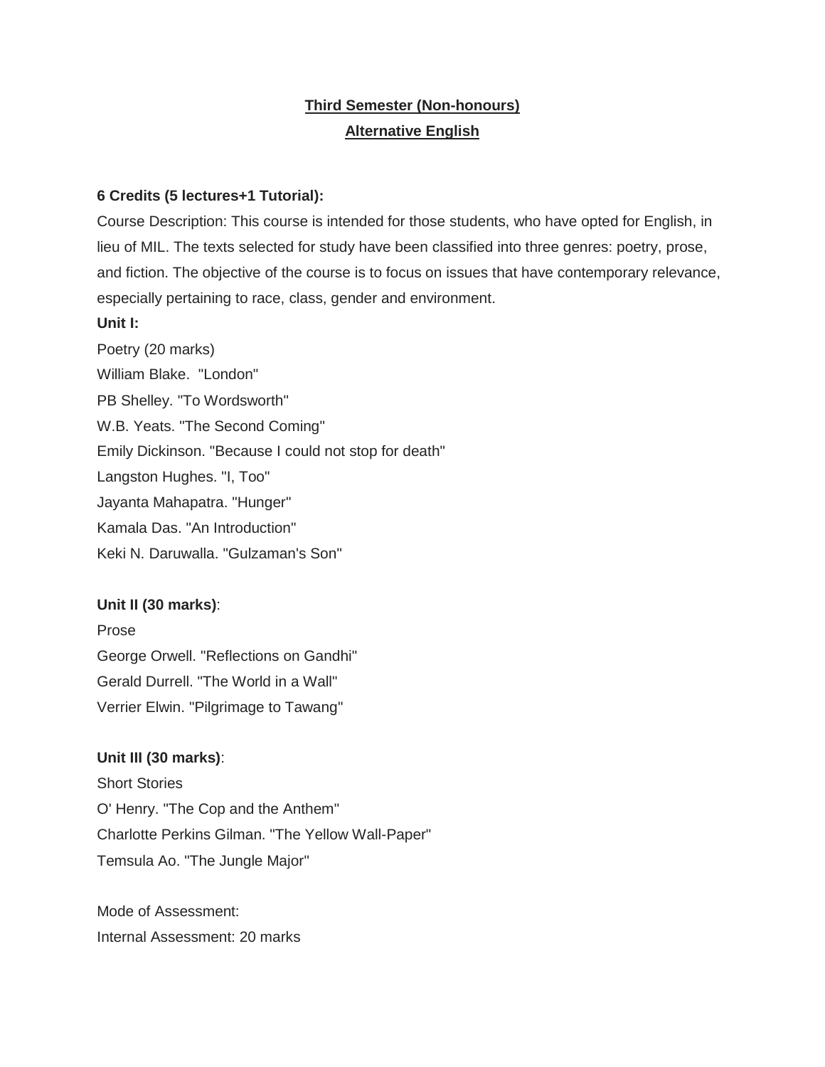## Third Semester (Non-honours)

## Alternative English

**6 Credits (5 lectures+1 Tutorial):**

Course Description: This course is intended for those students, who have opted for English, in lieu of MIL. The texts selected for study have been classified into three genres: poetry, prose, and fiction. The objective of the course is to focus on issues that have contemporary relevance, especially pertaining to race, class, gender and environment.

**Unit I:**

Poetry (20 marks)

William Blake. "London"

PB Shelley. "To Wordsworth"

W.B. Yeats. "The Second Coming"

Emily Dickinson. "Because I could not stop for death"

Langston Hughes. "I, Too"

Jayanta Mahapatra. "Hunger"

Kamala Das. "An Introduction"

Keki N. Daruwalla. "Gulzaman's Son"

**Unit II (30 marks)**:

Prose

George Orwell. "Reflections on Gandhi"

Gerald Durrell. "The World in a Wall"

Verrier Elwin. "Pilgrimage to Tawang"

**Unit III (30 marks)**:

Short Stories

O' Henry. "The Cop and the Anthem"

Charlotte Perkins Gilman. "The Yellow Wall-Paper"

Temsula Ao. "The Jungle Major"

Mode of Assessment:

Internal Assessment: 20 marks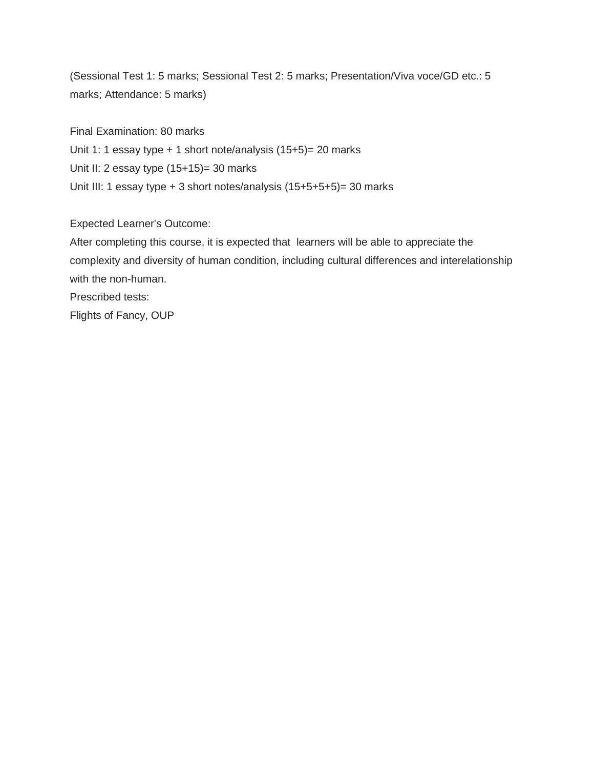(Sessional Test 1: 5 marks; Sessional Test 2: 5 marks; Presentation/Viva voce/GD etc.: 5 marks; Attendance: 5 marks)

Final Examination: 80 marks
Unit 1: 1 essay type + 1 short note/analysis (15+5)= 20 marks
Unit II: 2 essay type (15+15)= 30 marks
Unit III: 1 essay type + 3 short notes/analysis (15+5+5+5)= 30 marks

Expected Learner's Outcome:
After completing this course, it is expected that learners will be able to appreciate the complexity and diversity of human condition, including cultural differences and interelationship with the non-human.
Prescribed tests:
Flights of Fancy, OUP